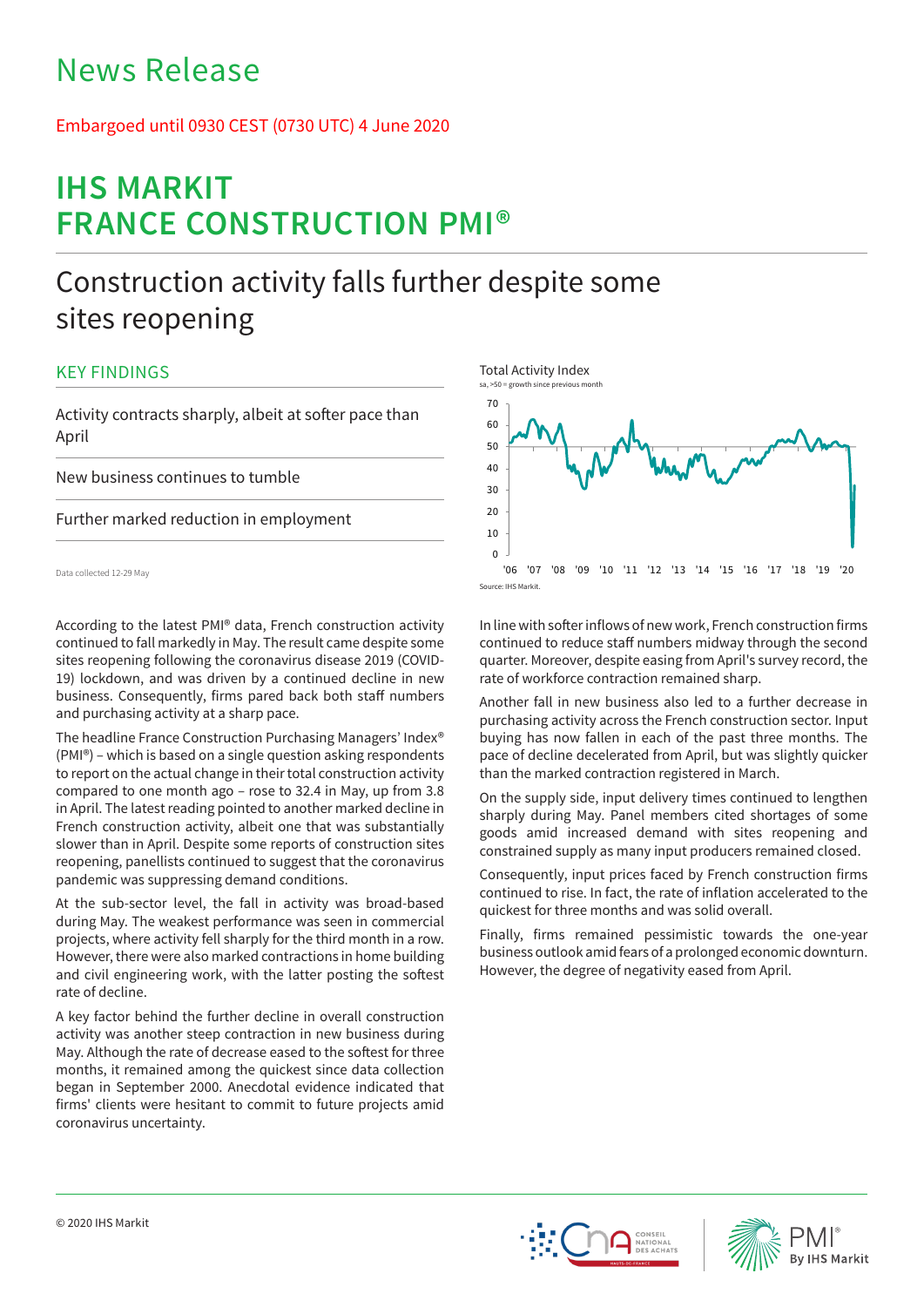# News Release

Embargoed until 0930 CEST (0730 UTC) 4 June 2020

# IHS MARKIT FRANCE CONSTRUCTION PMI®

## Construction activity falls further despite some sites reopening

### KEY FINDINGS

Activity contracts sharply, albeit at softer pace than April

New business continues to tumble

Further marked reduction in employment

Data collected 12-29 May

Total Activity Index
sa, >50 = growth since previous month

Source: IHS Markit.

According to the latest PMI® data, French construction activity continued to fall markedly in May. The result came despite some sites reopening following the coronavirus disease 2019 (COVID-19) lockdown, and was driven by a continued decline in new business. Consequently, firms pared back both staff numbers and purchasing activity at a sharp pace.

The headline France Construction Purchasing Managers' Index® (PMI®) – which is based on a single question asking respondents to report on the actual change in their total construction activity compared to one month ago – rose to 32.4 in May, up from 3.8 in April. The latest reading pointed to another marked decline in French construction activity, albeit one that was substantially slower than in April. Despite some reports of construction sites reopening, panellists continued to suggest that the coronavirus pandemic was suppressing demand conditions.

At the sub-sector level, the fall in activity was broad-based during May. The weakest performance was seen in commercial projects, where activity fell sharply for the third month in a row. However, there were also marked contractions in home building and civil engineering work, with the latter posting the softest rate of decline.

A key factor behind the further decline in overall construction activity was another steep contraction in new business during May. Although the rate of decrease eased to the softest for three months, it remained among the quickest since data collection began in September 2000. Anecdotal evidence indicated that firms' clients were hesitant to commit to future projects amid coronavirus uncertainty.

In line with softer inflows of new work, French construction firms continued to reduce staff numbers midway through the second quarter. Moreover, despite easing from April's survey record, the rate of workforce contraction remained sharp.

Another fall in new business also led to a further decrease in purchasing activity across the French construction sector. Input buying has now fallen in each of the past three months. The pace of decline decelerated from April, but was slightly quicker than the marked contraction registered in March.

On the supply side, input delivery times continued to lengthen sharply during May. Panel members cited shortages of some goods amid increased demand with sites reopening and constrained supply as many input producers remained closed.

Consequently, input prices faced by French construction firms continued to rise. In fact, the rate of inflation accelerated to the quickest for three months and was solid overall.

Finally, firms remained pessimistic towards the one-year business outlook amid fears of a prolonged economic downturn. However, the degree of negativity eased from April.

© 2020 IHS Markit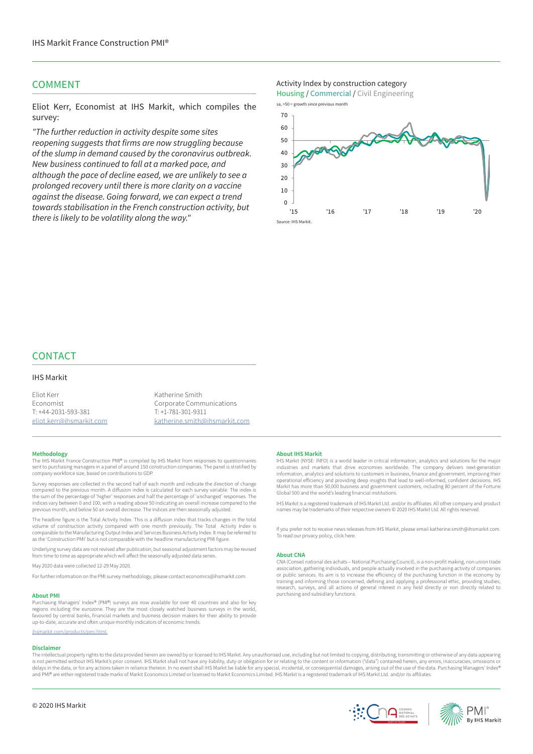## COMMENT

Eliot Kerr, Economist at IHS Markit, which compiles the survey:

*"The further reduction in activity despite some sites reopening suggests that firms are now struggling because of the slump in demand caused by the coronavirus outbreak. New business continued to fall at a marked pace, and although the pace of decline eased, we are unlikely to see a prolonged recovery until there is more clarity on a vaccine against the disease. Going forward, we can expect a trend towards stabilisation in the French construction activity, but there is likely to be volatility along the way."*

Activity Index by construction category

Housing / Commercial / Civil Engineering

sa, >50 = growth since previous month

70
60
50
40
30
20
10
0

'15 '16 '17 '18 '19 '20

Source: IHS Markit.

## CONTACT

### IHS Markit

Eliot Kerr
Economist
T: +44-2031-593-381
eliot.kerr@ihsmarkit.com

Katherine Smith
Corporate Communications
T: +1-781-301-9311
katherine.smith@ihsmarkit.com

### Methodology

The IHS Markit France Construction PMI® is compiled by IHS Markit from responses to questionnaires sent to purchasing managers in a panel of around 150 construction companies. The panel is stratified by company workforce size, based on contributions to GDP.

Survey responses are collected in the second half of each month and indicate the direction of change compared to the previous month. A diffusion index is calculated for each survey variable. The index is the sum of the percentage of 'higher' responses and half the percentage of 'unchanged' responses. The indices vary between 0 and 100, with a reading above 50 indicating an overall increase compared to the previous month, and below 50 an overall decrease. The indices are then seasonally adjusted.

The headline figure is the Total Activity Index. This is a diffusion index that tracks changes in the total volume of construction activity compared with one month previously. The Total Activity Index is comparable to the Manufacturing Output Index and Services Business Activity Index. It may be referred to as the 'Construction PMI' but is not comparable with the headline manufacturing PMI figure.

Underlying survey data are not revised after publication, but seasonal adjustment factors may be revised from time to time as appropriate which will affect the seasonally adjusted data series.

May 2020 data were collected 12-29 May 2020.

For further information on the PMI survey methodology, please contact economics@ihsmarkit.com.

### About PMI

Purchasing Managers' Index® (PMI®) surveys are now available for over 40 countries and also for key regions including the eurozone. They are the most closely watched business surveys in the world, favoured by central banks, financial markets and business decision makers for their ability to provide up-to-date, accurate and often unique monthly indicators of economic trends.

ihsmarkit.com/products/pmi.html.

### About IHS Markit

IHS Markit (NYSE: INFO) is a world leader in critical information, analytics and solutions for the major industries and markets that drive economies worldwide. The company delivers next-generation information, analytics and solutions to customers in business, finance and government, improving their operational efficiency and providing deep insights that lead to well-informed, confident decisions. IHS Markit has more than 50,000 business and government customers, including 80 percent of the Fortune Global 500 and the world's leading financial institutions.

IHS Markit is a registered trademark of IHS Markit Ltd. and/or its affiliates. All other company and product names may be trademarks of their respective owners © 2020 IHS Markit Ltd. All rights reserved.

If you prefer not to receive news releases from IHS Markit, please email katherine.smith@ihsmarkit.com. To read our privacy policy, click here.

### About CNA

CNA (Conseil national des achats – National Purchasing Council), is a non-profit making, non union trade association, gathering individuals, and people actually involved in the purchasing activity of companies or public services. Its aim is to increase the efficiency of the purchasing function in the economy by training and informing those concerned, defining and applying a professional ethic, providing studies, research, surveys, and all actions of general interest in any field directly or non directly related to purchasing and subsidiary functions.

### Disclaimer

The intellectual property rights to the data provided herein are owned by or licensed to IHS Markit. Any unauthorised use, including but not limited to copying, distributing, transmitting or otherwise of any data appearing is not permitted without IHS Markit's prior consent. IHS Markit shall not have any liability, duty or obligation for or relating to the content or information ("data") contained herein, any errors, inaccuracies, omissions or delays in the data, or for any actions taken in reliance thereon. In no event shall IHS Markit be liable for any special, incidental, or consequential damages, arising out of the use of the data. Purchasing Managers' Index® and PMI® are either registered trade marks of Markit Economics Limited or licensed to Markit Economics Limited. IHS Markit is a registered trademark of IHS Markit Ltd. and/or its affiliates.

© 2020 IHS Markit